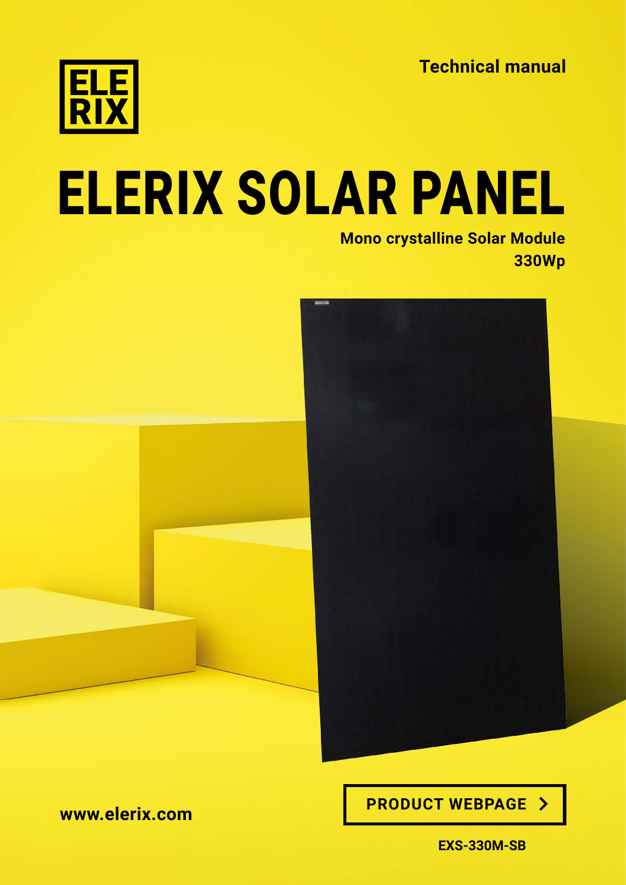ELE RIX

Technical manual

# ELERIX SOLAR PANEL

**Mono crystalline Solar Module**
**330Wp**

**www.elerix.com**

**PRODUCT WEBPAGE >**

**EXS-330M-SB**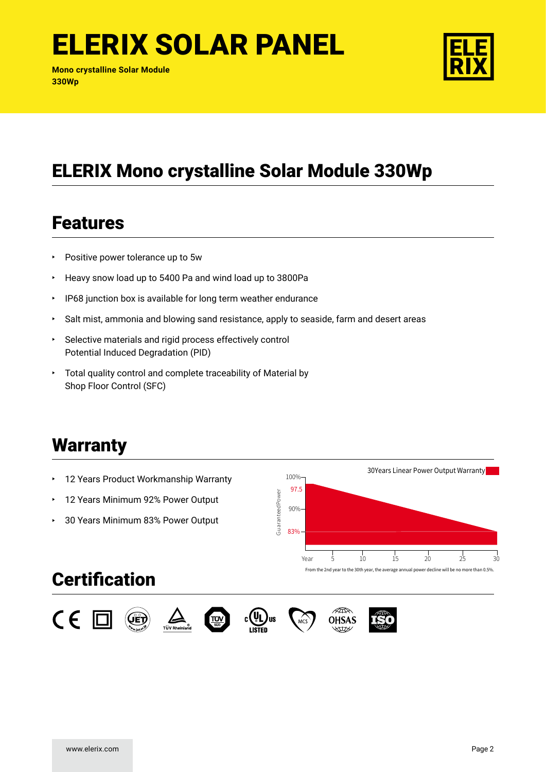# ELERIX SOLAR PANEL

**Mono crystalline Solar Module**
**330Wp**

## ELERIX Mono crystalline Solar Module 330Wp

## Features

- Positive power tolerance up to 5w
- Heavy snow load up to 5400 Pa and wind load up to 3800Pa
- IP68 junction box is available for long term weather endurance
- Salt mist, ammonia and blowing sand resistance, apply to seaside, farm and desert areas
- Selective materials and rigid process effectively control Potential Induced Degradation (PID)
- Total quality control and complete traceability of Material by Shop Floor Control (SFC)

## Warranty

- 12 Years Product Workmanship Warranty
- 12 Years Minimum 92% Power Output
- 30 Years Minimum 83% Power Output

30Years Linear Power Output Warranty

Guaranteed Power: 100%, 97.5, 90%, 83%

Year: 5, 10, 15, 20, 25, 30

From the 2nd year to the 30th year, the average annual power decline will be no more than 0.5%.

## Certification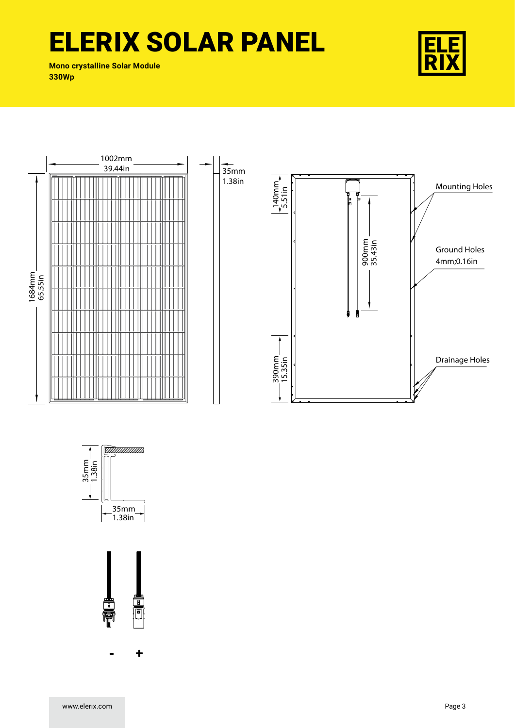# ELERIX SOLAR PANEL

**Mono crystalline Solar Module**
**330Wp**

1002mm
39.44in

1684mm
65.55in

35mm
1.38in

140mm
5.51in

900mm
35.43in

390mm
15.35in

Mounting Holes

Ground Holes
4mm;0.16in

Drainage Holes

35mm
1.38in

35mm
1.38in

- +

www.elerix.com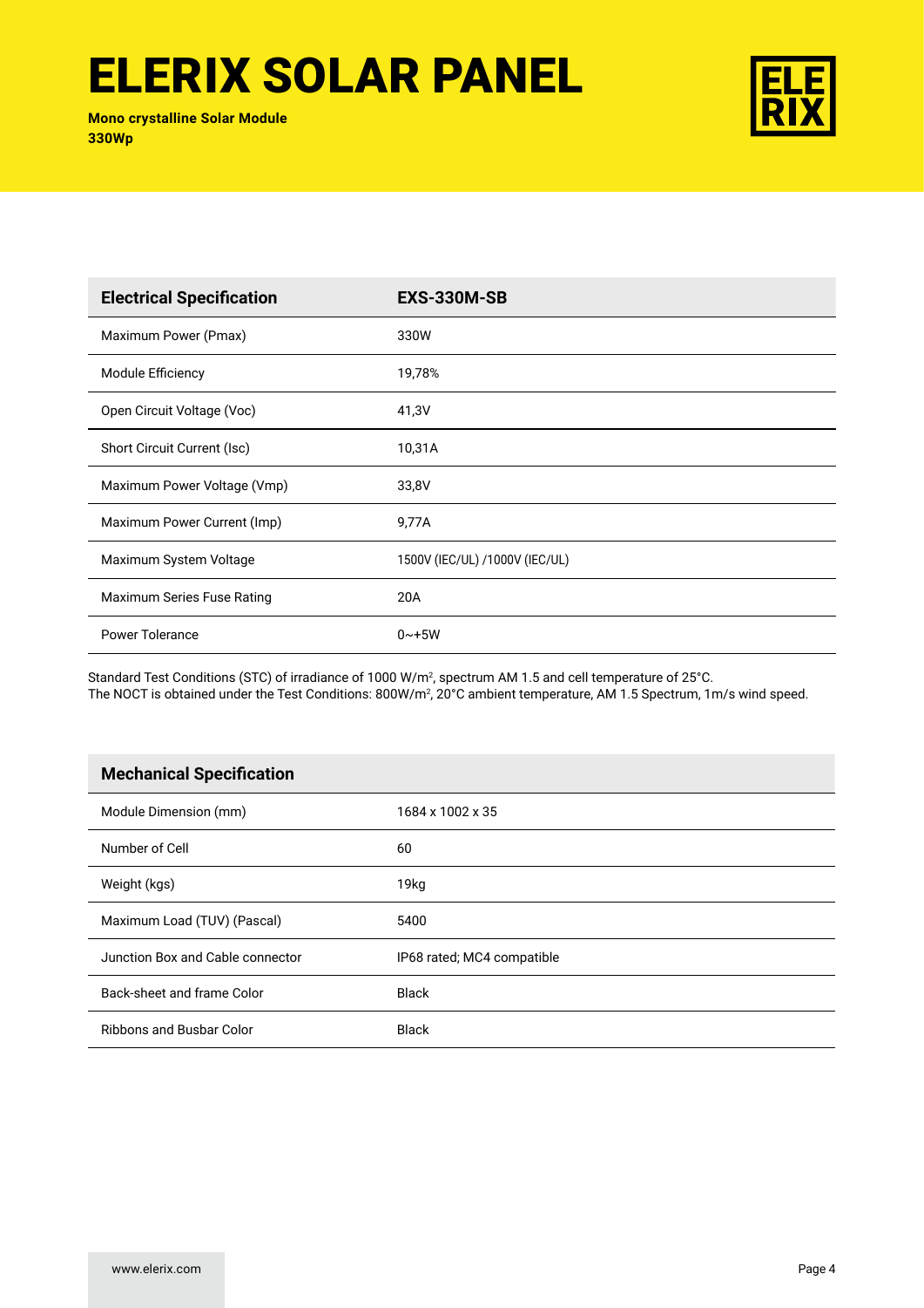# ELERIX SOLAR PANEL

**Mono crystalline Solar Module**
**330Wp**

| Electrical Specification | EXS-330M-SB |
|---|---|
| Maximum Power (Pmax) | 330W |
| Module Efficiency | 19,78% |
| Open Circuit Voltage (Voc) | 41,3V |
| Short Circuit Current (Isc) | 10,31A |
| Maximum Power Voltage (Vmp) | 33,8V |
| Maximum Power Current (Imp) | 9,77A |
| Maximum System Voltage | 1500V (IEC/UL) /1000V (IEC/UL) |
| Maximum Series Fuse Rating | 20A |
| Power Tolerance | 0~+5W |

Standard Test Conditions (STC) of irradiance of 1000 W/m², spectrum AM 1.5 and cell temperature of 25°C.
The NOCT is obtained under the Test Conditions: 800W/m², 20°C ambient temperature, AM 1.5 Spectrum, 1m/s wind speed.

| Mechanical Specification | |
|---|---|
| Module Dimension (mm) | 1684 x 1002 x 35 |
| Number of Cell | 60 |
| Weight (kgs) | 19kg |
| Maximum Load (TUV) (Pascal) | 5400 |
| Junction Box and Cable connector | IP68 rated; MC4 compatible |
| Back-sheet and frame Color | Black |
| Ribbons and Busbar Color | Black |

www.elerix.com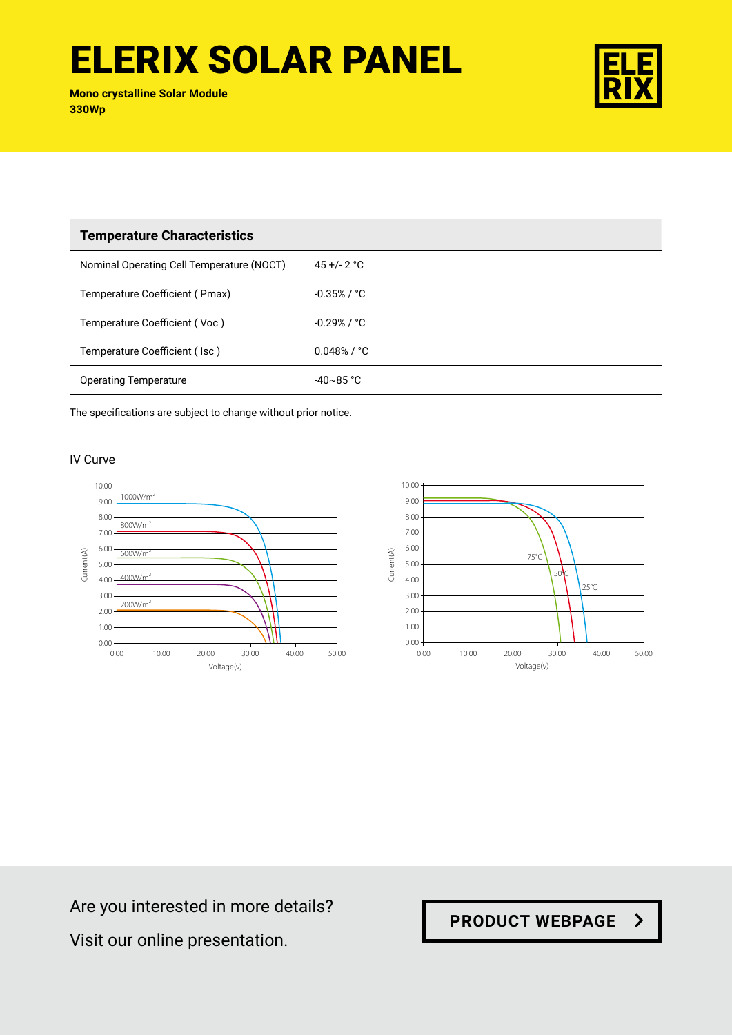# ELERIX SOLAR PANEL

**Mono crystalline Solar Module**
**330Wp**

ELE RIX

| Temperature Characteristics | |
|---|---|
| Nominal Operating Cell Temperature (NOCT) | 45 +/- 2 °C |
| Temperature Coefficient ( Pmax) | -0.35% / °C |
| Temperature Coefficient ( Voc ) | -0.29% / °C |
| Temperature Coefficient ( Isc ) | 0.048% / °C |
| Operating Temperature | -40~85 °C |

The specifications are subject to change without prior notice.

IV Curve

10.00
9.00
8.00
7.00
6.00
5.00
4.00
3.00
2.00
1.00
0.00
Current(A)
1000W/m²
800W/m²
600W/m²
400W/m²
200W/m²
0.00 10.00 20.00 30.00 40.00 50.00
Voltage(v)

10.00
9.00
8.00
7.00
6.00
5.00
4.00
3.00
2.00
1.00
0.00
Current(A)
75℃
50℃
25℃
0.00 10.00 20.00 30.00 40.00 50.00
Voltage(v)

Are you interested in more details?

Visit our online presentation.

**PRODUCT WEBPAGE**